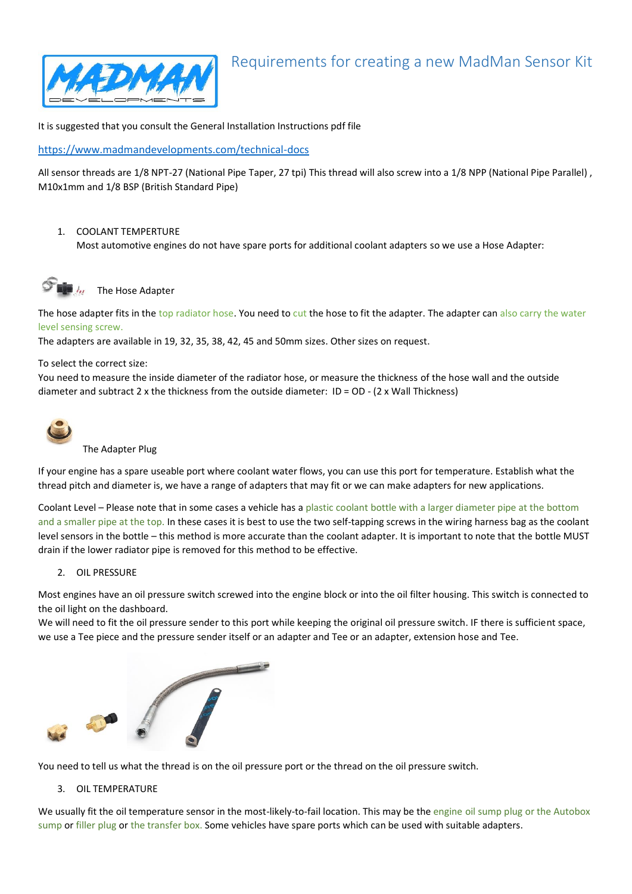# Requirements for creating a new MadMan Sensor Kit

It is suggested that you consult the General Installation Instructions pdf file

https://www.madmandevelopments.com/technical-docs

All sensor threads are 1/8 NPT-27 (National Pipe Taper, 27 tpi) This thread will also screw into a 1/8 NPP (National Pipe Parallel) , M10x1mm and 1/8 BSP (British Standard Pipe)

1. COOLANT TEMPERTURE
   Most automotive engines do not have spare ports for additional coolant adapters so we use a Hose Adapter:

The Hose Adapter

The hose adapter fits in the top radiator hose. You need to cut the hose to fit the adapter. The adapter can also carry the water level sensing screw.
The adapters are available in 19, 32, 35, 38, 42, 45 and 50mm sizes. Other sizes on request.

To select the correct size:
You need to measure the inside diameter of the radiator hose, or measure the thickness of the hose wall and the outside diameter and subtract 2 x the thickness from the outside diameter: ID = OD - (2 x Wall Thickness)

The Adapter Plug

If your engine has a spare useable port where coolant water flows, you can use this port for temperature. Establish what the thread pitch and diameter is, we have a range of adapters that may fit or we can make adapters for new applications.

Coolant Level – Please note that in some cases a vehicle has a plastic coolant bottle with a larger diameter pipe at the bottom and a smaller pipe at the top. In these cases it is best to use the two self-tapping screws in the wiring harness bag as the coolant level sensors in the bottle – this method is more accurate than the coolant adapter. It is important to note that the bottle MUST drain if the lower radiator pipe is removed for this method to be effective.

2. OIL PRESSURE

Most engines have an oil pressure switch screwed into the engine block or into the oil filter housing. This switch is connected to the oil light on the dashboard.
We will need to fit the oil pressure sender to this port while keeping the original oil pressure switch. IF there is sufficient space, we use a Tee piece and the pressure sender itself or an adapter and Tee or an adapter, extension hose and Tee.

You need to tell us what the thread is on the oil pressure port or the thread on the oil pressure switch.

3. OIL TEMPERATURE

We usually fit the oil temperature sensor in the most-likely-to-fail location. This may be the engine oil sump plug or the Autobox sump or filler plug or the transfer box. Some vehicles have spare ports which can be used with suitable adapters.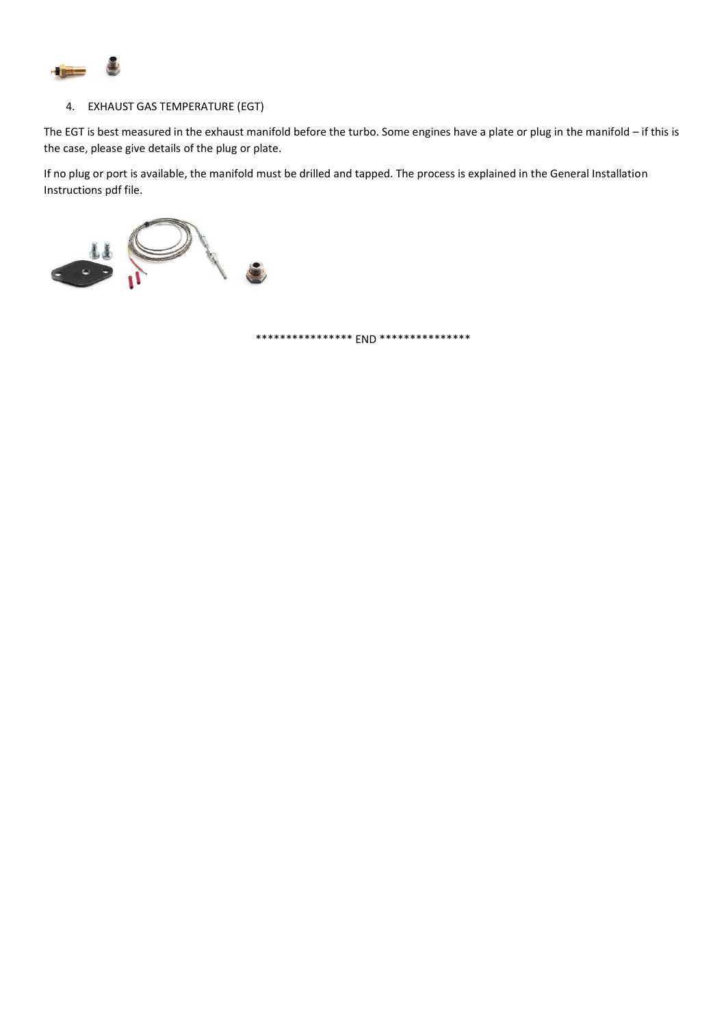4. EXHAUST GAS TEMPERATURE (EGT)

The EGT is best measured in the exhaust manifold before the turbo. Some engines have a plate or plug in the manifold – if this is the case, please give details of the plug or plate.

If no plug or port is available, the manifold must be drilled and tapped. The process is explained in the General Installation Instructions pdf file.

**************** END ***************